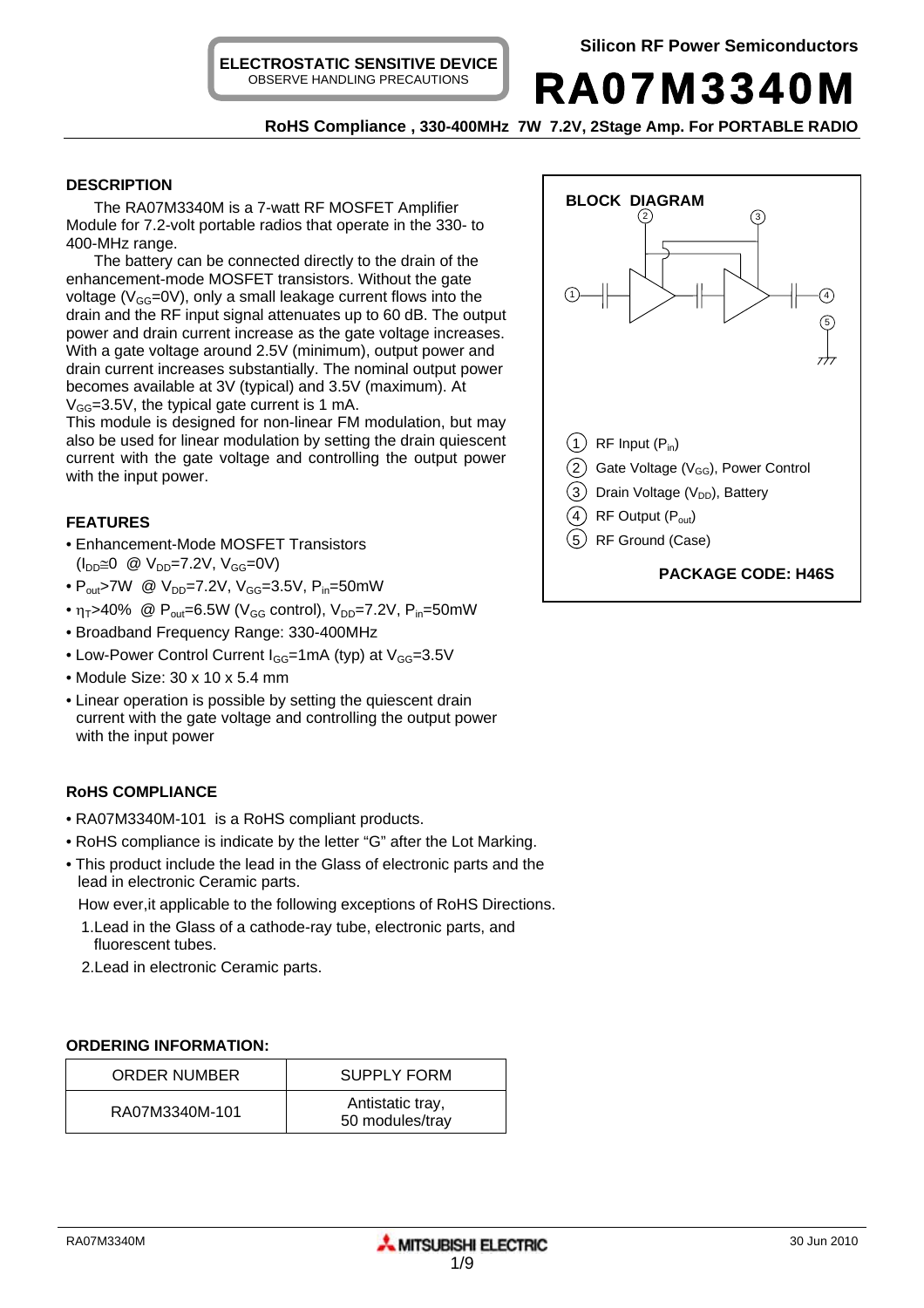ELECTROSTATIC SENSITIVE DEVICE
OBSERVE HANDLING PRECAUTIONS

Silicon RF Power Semiconductors

# RA07M3340M

**RoHS Compliance , 330-400MHz 7W 7.2V, 2Stage Amp. For PORTABLE RADIO**

## DESCRIPTION

The RA07M3340M is a 7-watt RF MOSFET Amplifier Module for 7.2-volt portable radios that operate in the 330- to 400-MHz range.

The battery can be connected directly to the drain of the enhancement-mode MOSFET transistors. Without the gate voltage ($V_{GG}$=0V), only a small leakage current flows into the drain and the RF input signal attenuates up to 60 dB. The output power and drain current increase as the gate voltage increases. With a gate voltage around 2.5V (minimum), output power and drain current increases substantially. The nominal output power becomes available at 3V (typical) and 3.5V (maximum). At $V_{GG}$=3.5V, the typical gate current is 1 mA.

This module is designed for non-linear FM modulation, but may also be used for linear modulation by setting the drain quiescent current with the gate voltage and controlling the output power with the input power.

## FEATURES

- Enhancement-Mode MOSFET Transistors ($I_{DD}$≅0 @ $V_{DD}$=7.2V, $V_{GG}$=0V)
- $P_{out}$>7W @ $V_{DD}$=7.2V, $V_{GG}$=3.5V, $P_{in}$=50mW
- $\eta_T$>40% @ $P_{out}$=6.5W ($V_{GG}$ control), $V_{DD}$=7.2V, $P_{in}$=50mW
- Broadband Frequency Range: 330-400MHz
- Low-Power Control Current $I_{GG}$=1mA (typ) at $V_{GG}$=3.5V
- Module Size: 30 x 10 x 5.4 mm
- Linear operation is possible by setting the quiescent drain current with the gate voltage and controlling the output power with the input power

## BLOCK DIAGRAM

1. RF Input ($P_{in}$)
2. Gate Voltage ($V_{GG}$), Power Control
3. Drain Voltage ($V_{DD}$), Battery
4. RF Output ($P_{out}$)
5. RF Ground (Case)

**PACKAGE CODE: H46S**

## RoHS COMPLIANCE

- RA07M3340M-101 is a RoHS compliant products.
- RoHS compliance is indicate by the letter "G" after the Lot Marking.
- This product include the lead in the Glass of electronic parts and the lead in electronic Ceramic parts.

  How ever,it applicable to the following exceptions of RoHS Directions.

  1.Lead in the Glass of a cathode-ray tube, electronic parts, and fluorescent tubes.

  2.Lead in electronic Ceramic parts.

## ORDERING INFORMATION:

| ORDER NUMBER | SUPPLY FORM |
|---|---|
| RA07M3340M-101 | Antistatic tray, 50 modules/tray |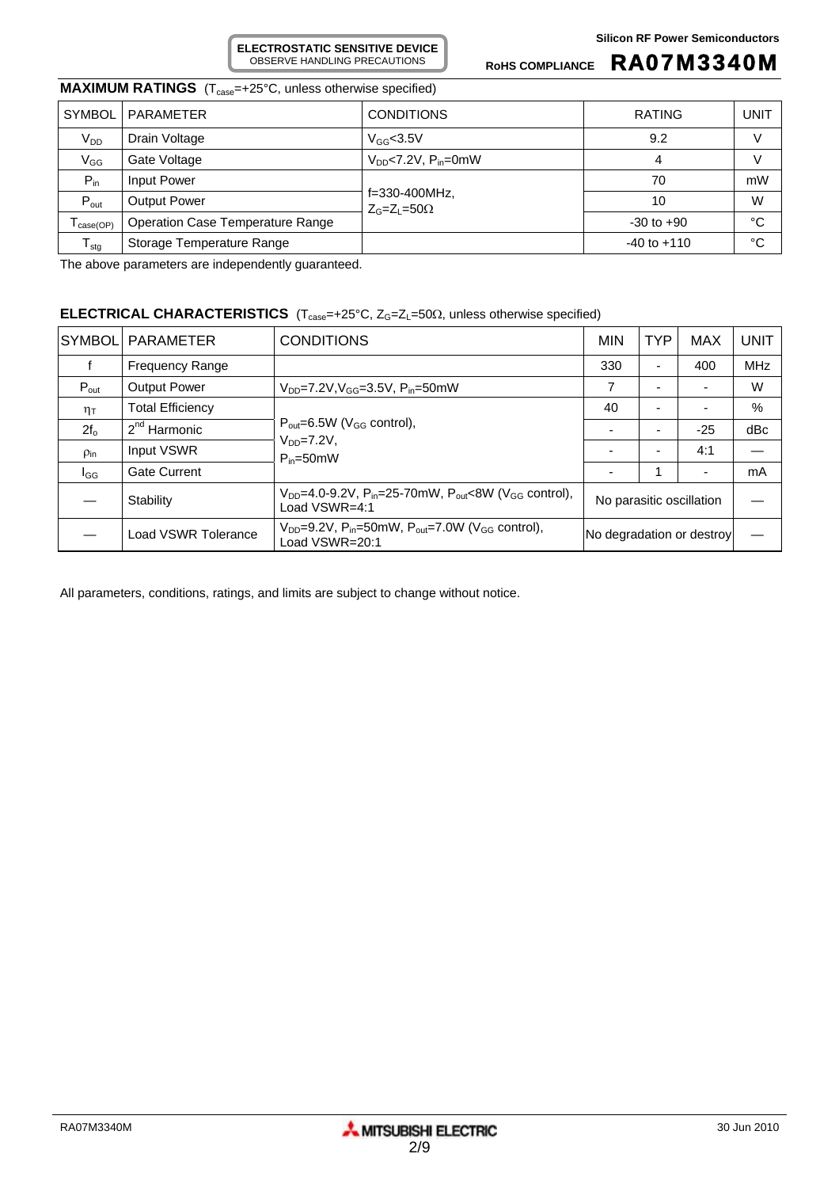**ELECTROSTATIC SENSITIVE DEVICE**
OBSERVE HANDLING PRECAUTIONS

**RoHS COMPLIANCE** **RA07M3340M**

## MAXIMUM RATINGS ($T_{case}$=+25°C, unless otherwise specified)

| SYMBOL | PARAMETER | CONDITIONS | RATING | UNIT |
|---|---|---|---|---|
| $V_{DD}$ | Drain Voltage | $V_{GG}$<3.5V | 9.2 | V |
| $V_{GG}$ | Gate Voltage | $V_{DD}$<7.2V, $P_{in}$=0mW | 4 | V |
| $P_{in}$ | Input Power | f=330-400MHz, $Z_G$=$Z_L$=50Ω | 70 | mW |
| $P_{out}$ | Output Power | | 10 | W |
| $T_{case(OP)}$ | Operation Case Temperature Range | | -30 to +90 | °C |
| $T_{stg}$ | Storage Temperature Range | | -40 to +110 | °C |

The above parameters are independently guaranteed.

## ELECTRICAL CHARACTERISTICS ($T_{case}$=+25°C, $Z_G$=$Z_L$=50Ω, unless otherwise specified)

| SYMBOL | PARAMETER | CONDITIONS | MIN | TYP | MAX | UNIT |
|---|---|---|---|---|---|---|
| f | Frequency Range | | 330 | - | 400 | MHz |
| $P_{out}$ | Output Power | $V_{DD}$=7.2V, $V_{GG}$=3.5V, $P_{in}$=50mW | 7 | - | - | W |
| $\eta_T$ | Total Efficiency | $P_{out}$=6.5W ($V_{GG}$ control), $V_{DD}$=7.2V, $P_{in}$=50mW | 40 | - | - | % |
| $2f_o$ | 2[nd] Harmonic | | - | - | -25 | dBc |
| $\rho_{in}$ | Input VSWR | | - | - | 4:1 | — |
| $I_{GG}$ | Gate Current | | - | 1 | - | mA |
| — | Stability | $V_{DD}$=4.0-9.2V, $P_{in}$=25-70mW, $P_{out}$<8W ($V_{GG}$ control), Load VSWR=4:1 | No parasitic oscillation | | | — |
| — | Load VSWR Tolerance | $V_{DD}$=9.2V, $P_{in}$=50mW, $P_{out}$=7.0W ($V_{GG}$ control), Load VSWR=20:1 | No degradation or destroy | | | — |

All parameters, conditions, ratings, and limits are subject to change without notice.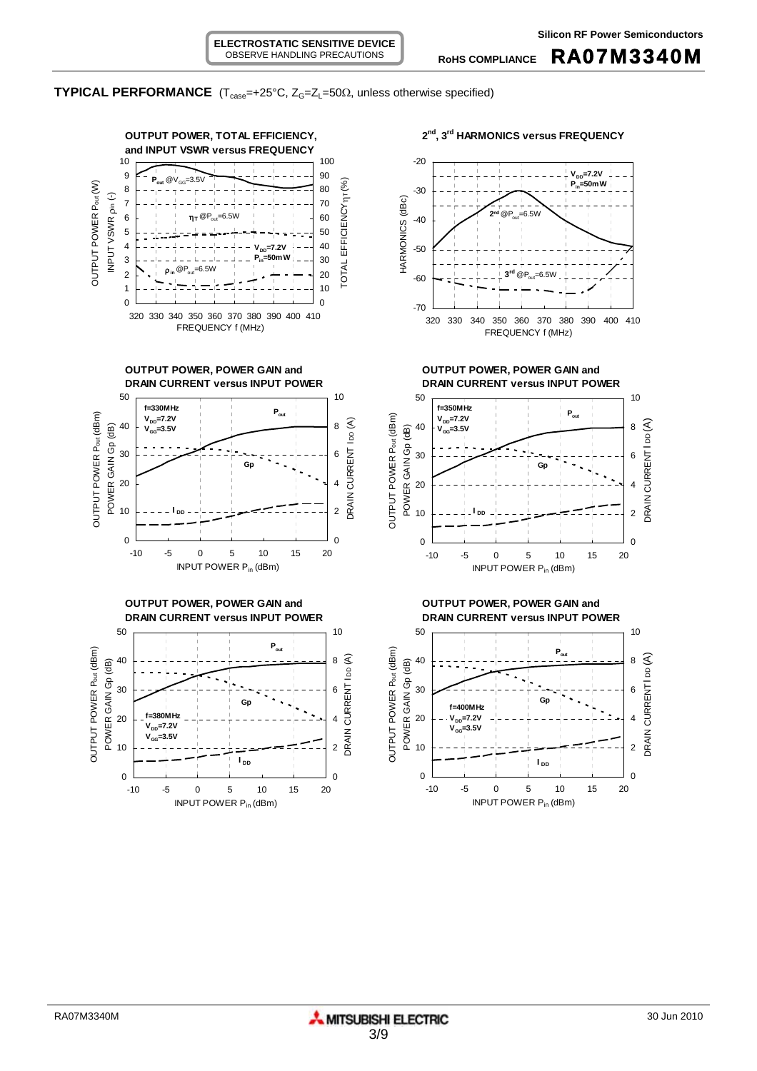## TYPICAL PERFORMANCE ($T_{case}$=+25°C, $Z_G$=$Z_L$=50Ω, unless otherwise specified)

**OUTPUT POWER, TOTAL EFFICIENCY, and INPUT VSWR versus FREQUENCY**

$P_{out}$ @$V_{GG}$=3.5V

$\eta_T$ @$P_{out}$=6.5W

$\rho_{in}$ @$P_{out}$=6.5W

$V_{DD}$=7.2V
$P_{in}$=50mW

OUTPUT POWER $P_{out}$ (W), INPUT VSWR $\rho_{in}$ (-), TOTAL EFFICIENCY $\eta_T$ (%), FREQUENCY f (MHz)

**2nd, 3rd HARMONICS versus FREQUENCY**

$V_{DD}$=7.2V
$P_{in}$=50mW

2nd @$P_{out}$=6.5W

3rd @$P_{out}$=6.5W

HARMONICS (dBc), FREQUENCY f (MHz)

**OUTPUT POWER, POWER GAIN and DRAIN CURRENT versus INPUT POWER**

f=330MHz
$V_{DD}$=7.2V
$V_{GG}$=3.5V

$P_{out}$, Gp, $I_{DD}$

OUTPUT POWER $P_{out}$ (dBm), POWER GAIN Gp (dB), DRAIN CURRENT $I_{DD}$ (A), INPUT POWER $P_{in}$ (dBm)

**OUTPUT POWER, POWER GAIN and DRAIN CURRENT versus INPUT POWER**

f=350MHz
$V_{DD}$=7.2V
$V_{GG}$=3.5V

$P_{out}$, Gp, $I_{DD}$

OUTPUT POWER $P_{out}$ (dBm), POWER GAIN Gp (dB), DRAIN CURRENT $I_{DD}$ (A), INPUT POWER $P_{in}$ (dBm)

**OUTPUT POWER, POWER GAIN and DRAIN CURRENT versus INPUT POWER**

f=380MHz
$V_{DD}$=7.2V
$V_{GG}$=3.5V

$P_{out}$, Gp, $I_{DD}$

OUTPUT POWER $P_{out}$ (dBm), POWER GAIN Gp (dB), DRAIN CURRENT $I_{DD}$ (A), INPUT POWER $P_{in}$ (dBm)

**OUTPUT POWER, POWER GAIN and DRAIN CURRENT versus INPUT POWER**

f=400MHz
$V_{DD}$=7.2V
$V_{GG}$=3.5V

$P_{out}$, Gp, $I_{DD}$

OUTPUT POWER $P_{out}$ (dBm), POWER GAIN Gp (dB), DRAIN CURRENT $I_{DD}$ (A), INPUT POWER $P_{in}$ (dBm)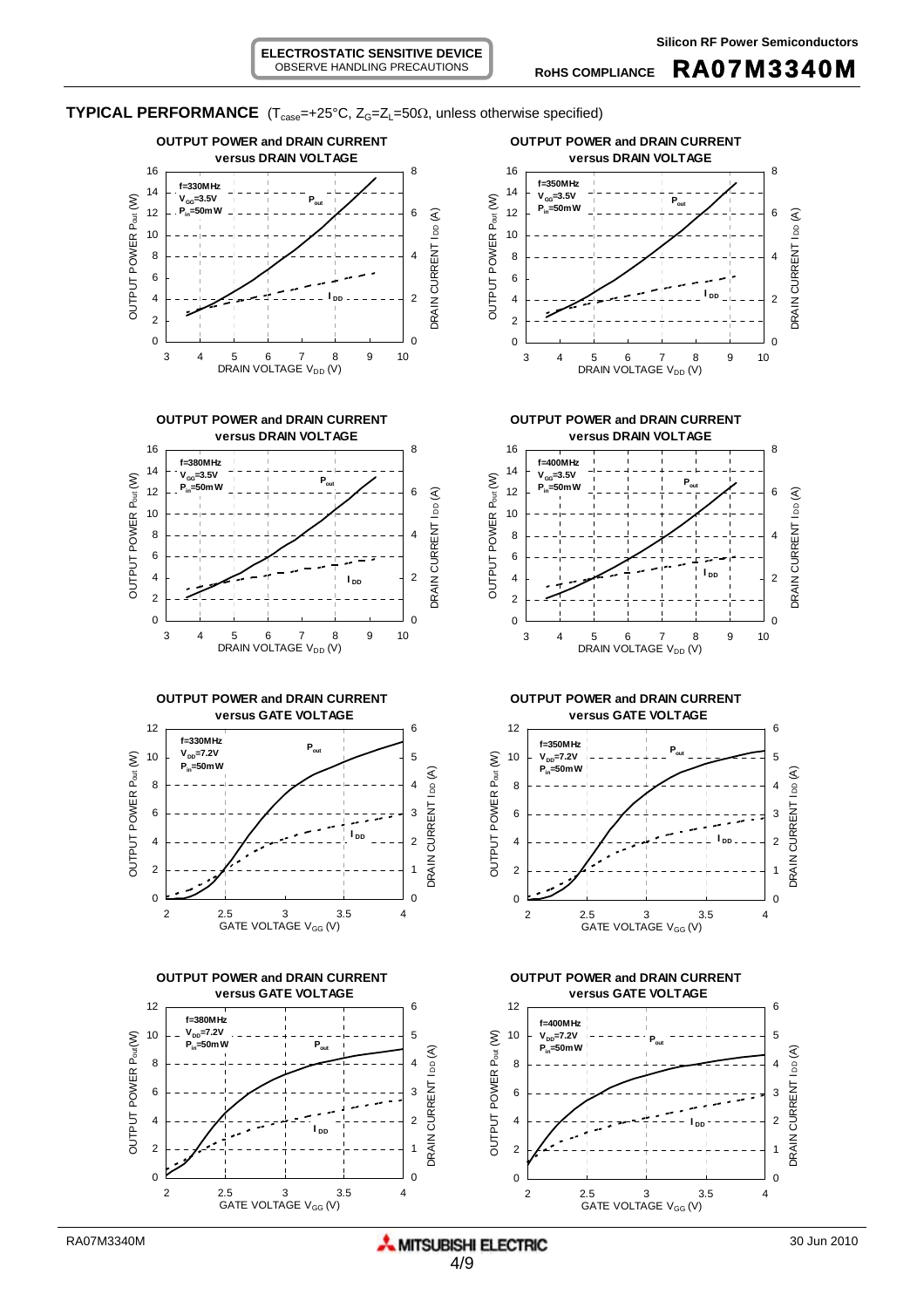## TYPICAL PERFORMANCE ($T_{case}$=+25°C, $Z_G$=$Z_L$=50Ω, unless otherwise specified)

**OUTPUT POWER and DRAIN CURRENT versus DRAIN VOLTAGE**

f=330MHz, $V_{GG}$=3.5V, $P_{in}$=50mW

OUTPUT POWER $P_{out}$ (W); DRAIN CURRENT $I_{DD}$ (A); DRAIN VOLTAGE $V_{DD}$ (V)

**OUTPUT POWER and DRAIN CURRENT versus DRAIN VOLTAGE**

f=350MHz, $V_{GG}$=3.5V, $P_{in}$=50mW

OUTPUT POWER $P_{out}$ (W); DRAIN CURRENT $I_{DD}$ (A); DRAIN VOLTAGE $V_{DD}$ (V)

**OUTPUT POWER and DRAIN CURRENT versus DRAIN VOLTAGE**

f=380MHz, $V_{GG}$=3.5V, $P_{in}$=50mW

OUTPUT POWER $P_{out}$ (W); DRAIN CURRENT $I_{DD}$ (A); DRAIN VOLTAGE $V_{DD}$ (V)

**OUTPUT POWER and DRAIN CURRENT versus DRAIN VOLTAGE**

f=400MHz, $V_{GG}$=3.5V, $P_{in}$=50mW

OUTPUT POWER $P_{out}$ (W); DRAIN CURRENT $I_{DD}$ (A); DRAIN VOLTAGE $V_{DD}$ (V)

**OUTPUT POWER and DRAIN CURRENT versus GATE VOLTAGE**

f=330MHz, $V_{DD}$=7.2V, $P_{in}$=50mW

OUTPUT POWER $P_{out}$ (W); DRAIN CURRENT $I_{DD}$ (A); GATE VOLTAGE $V_{GG}$ (V)

**OUTPUT POWER and DRAIN CURRENT versus GATE VOLTAGE**

f=350MHz, $V_{DD}$=7.2V, $P_{in}$=50mW

OUTPUT POWER $P_{out}$ (W); DRAIN CURRENT $I_{DD}$ (A); GATE VOLTAGE $V_{GG}$ (V)

**OUTPUT POWER and DRAIN CURRENT versus GATE VOLTAGE**

f=380MHz, $V_{DD}$=7.2V, $P_{in}$=50mW

OUTPUT POWER $P_{out}$ (W); DRAIN CURRENT $I_{DD}$ (A); GATE VOLTAGE $V_{GG}$ (V)

**OUTPUT POWER and DRAIN CURRENT versus GATE VOLTAGE**

f=400MHz, $V_{DD}$=7.2V, $P_{in}$=50mW

OUTPUT POWER $P_{out}$ (W); DRAIN CURRENT $I_{DD}$ (A); GATE VOLTAGE $V_{GG}$ (V)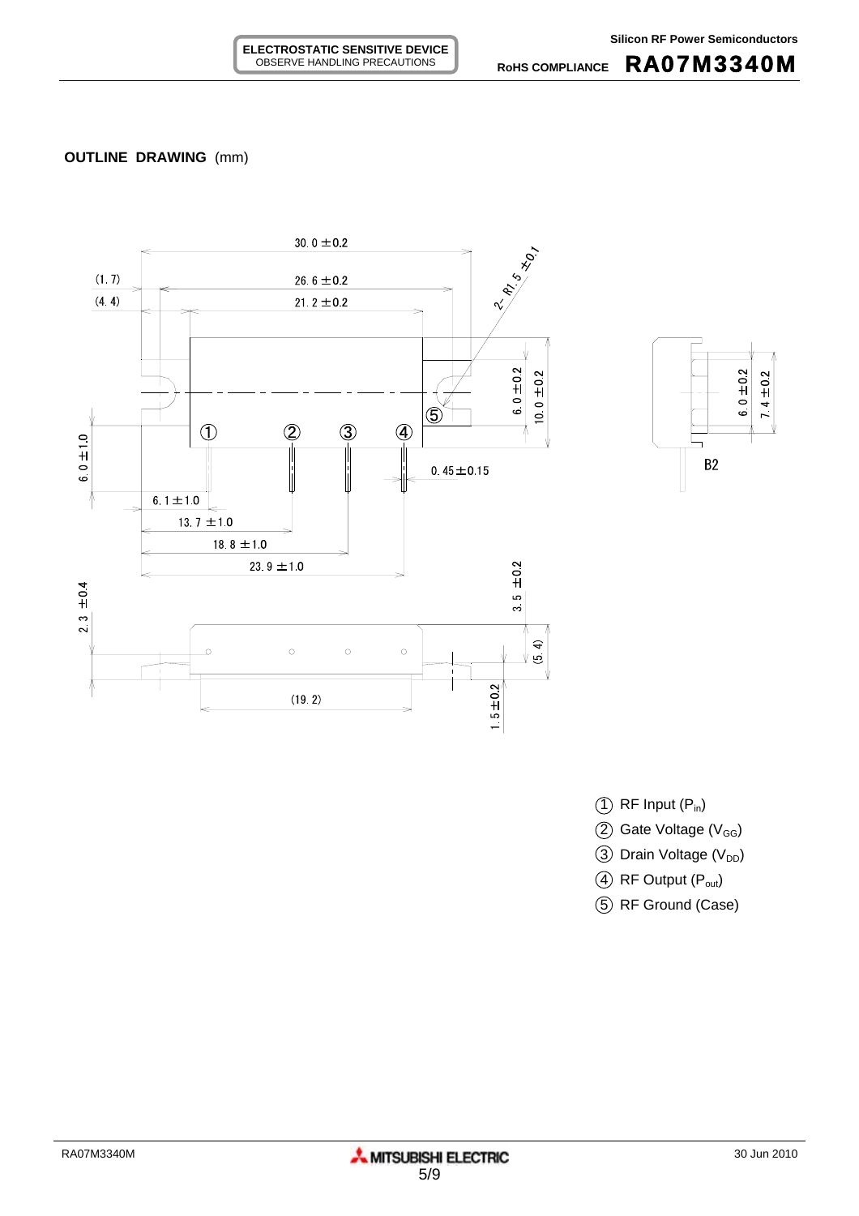**OUTLINE DRAWING** (mm)

30.0 ±0.2

(1.7)

26.6 ±0.2

(4.4)

21.2 ±0.2

2- R1.5 ±0.1

6.0 ±0.2

10.0 ±0.2

6.0 ±0.2

7.4 ±0.2

B2

6.0 ±1.0

① ② ③ ④ ⑤

0.45 ±0.15

6.1 ±1.0

13.7 ±1.0

18.8 ±1.0

23.9 ±1.0

3.5 ±0.2

2.3 ±0.4

(5.4)

1.5 ±0.2

(19.2)

① RF Input ($P_{in}$)

② Gate Voltage ($V_{GG}$)

③ Drain Voltage ($V_{DD}$)

④ RF Output ($P_{out}$)

⑤ RF Ground (Case)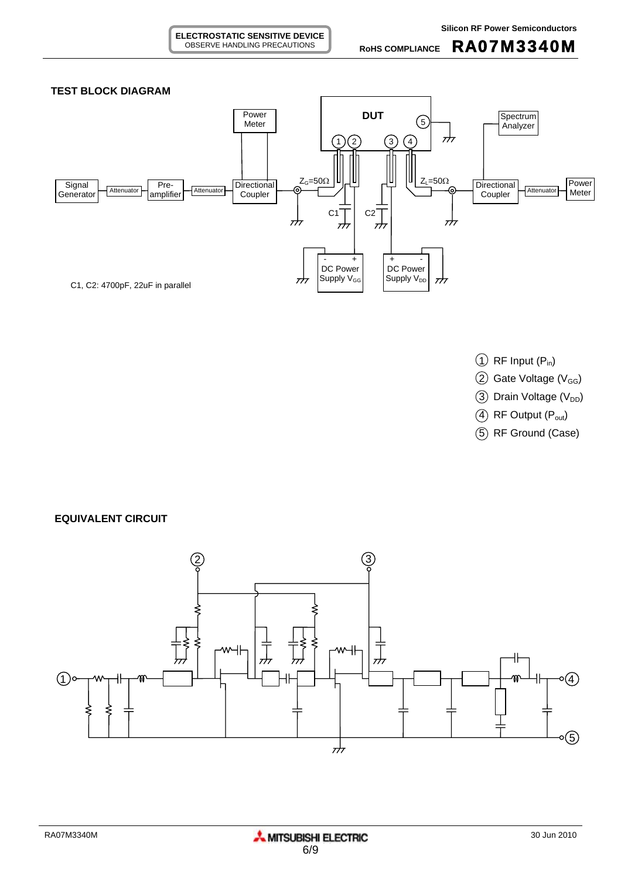## TEST BLOCK DIAGRAM

C1, C2: 4700pF, 22uF in parallel

① RF Input ($P_{in}$)

② Gate Voltage ($V_{GG}$)

③ Drain Voltage ($V_{DD}$)

④ RF Output ($P_{out}$)

⑤ RF Ground (Case)

## EQUIVALENT CIRCUIT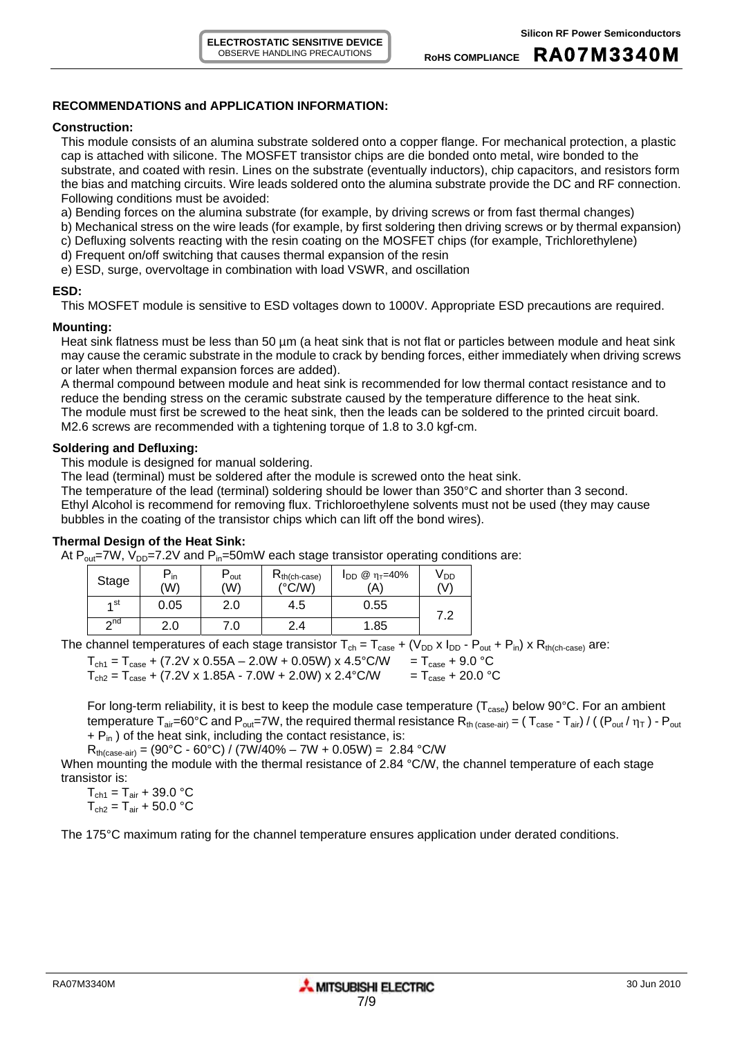## RECOMMENDATIONS and APPLICATION INFORMATION:

### Construction:

This module consists of an alumina substrate soldered onto a copper flange. For mechanical protection, a plastic cap is attached with silicone. The MOSFET transistor chips are die bonded onto metal, wire bonded to the substrate, and coated with resin. Lines on the substrate (eventually inductors), chip capacitors, and resistors form the bias and matching circuits. Wire leads soldered onto the alumina substrate provide the DC and RF connection.

Following conditions must be avoided:

a) Bending forces on the alumina substrate (for example, by driving screws or from fast thermal changes)
b) Mechanical stress on the wire leads (for example, by first soldering then driving screws or by thermal expansion)
c) Defluxing solvents reacting with the resin coating on the MOSFET chips (for example, Trichlorethylene)
d) Frequent on/off switching that causes thermal expansion of the resin
e) ESD, surge, overvoltage in combination with load VSWR, and oscillation

### ESD:

This MOSFET module is sensitive to ESD voltages down to 1000V. Appropriate ESD precautions are required.

### Mounting:

Heat sink flatness must be less than 50 µm (a heat sink that is not flat or particles between module and heat sink may cause the ceramic substrate in the module to crack by bending forces, either immediately when driving screws or later when thermal expansion forces are added).

A thermal compound between module and heat sink is recommended for low thermal contact resistance and to reduce the bending stress on the ceramic substrate caused by the temperature difference to the heat sink.

The module must first be screwed to the heat sink, then the leads can be soldered to the printed circuit board.

M2.6 screws are recommended with a tightening torque of 1.8 to 3.0 kgf-cm.

### Soldering and Defluxing:

This module is designed for manual soldering.

The lead (terminal) must be soldered after the module is screwed onto the heat sink.

The temperature of the lead (terminal) soldering should be lower than 350°C and shorter than 3 second.

Ethyl Alcohol is recommend for removing flux. Trichloroethylene solvents must not be used (they may cause bubbles in the coating of the transistor chips which can lift off the bond wires).

### Thermal Design of the Heat Sink:

At $P_{out}$=7W, $V_{DD}$=7.2V and $P_{in}$=50mW each stage transistor operating conditions are:

| Stage | $P_{in}$ (W) | $P_{out}$ (W) | $R_{th(ch-case)}$ (°C/W) | $I_{DD}$ @ $\eta_T$=40% (A) | $V_{DD}$ (V) |
|---|---|---|---|---|---|
| 1st | 0.05 | 2.0 | 4.5 | 0.55 | 7.2 |
| 2nd | 2.0 | 7.0 | 2.4 | 1.85 | |

The channel temperatures of each stage transistor $T_{ch} = T_{case} + (V_{DD} \times I_{DD} - P_{out} + P_{in}) \times R_{th(ch-case)}$ are:

$T_{ch1} = T_{case} + (7.2V \times 0.55A - 2.0W + 0.05W) \times 4.5°C/W = T_{case} + 9.0\ °C$
$T_{ch2} = T_{case} + (7.2V \times 1.85A - 7.0W + 2.0W) \times 2.4°C/W = T_{case} + 20.0\ °C$

For long-term reliability, it is best to keep the module case temperature ($T_{case}$) below 90°C. For an ambient temperature $T_{air}$=60°C and $P_{out}$=7W, the required thermal resistance $R_{th\ (case-air)} = (T_{case} - T_{air}) / ((P_{out} / \eta_T) - P_{out} + P_{in})$ of the heat sink, including the contact resistance, is:

$R_{th(case-air)} = (90°C - 60°C) / (7W/40\% - 7W + 0.05W) = 2.84\ °C/W$

When mounting the module with the thermal resistance of 2.84 °C/W, the channel temperature of each stage transistor is:

$T_{ch1} = T_{air} + 39.0\ °C$
$T_{ch2} = T_{air} + 50.0\ °C$

The 175°C maximum rating for the channel temperature ensures application under derated conditions.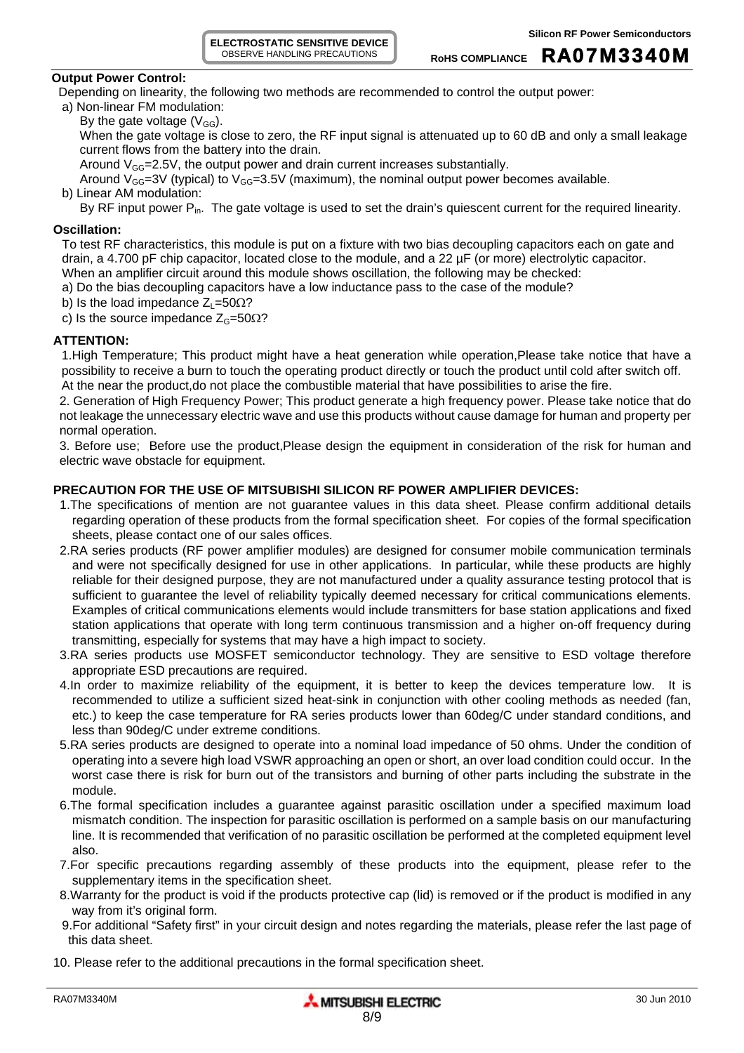**Output Power Control:**

Depending on linearity, the following two methods are recommended to control the output power:

a) Non-linear FM modulation:

By the gate voltage ($V_{GG}$).

When the gate voltage is close to zero, the RF input signal is attenuated up to 60 dB and only a small leakage current flows from the battery into the drain.

Around $V_{GG}$=2.5V, the output power and drain current increases substantially.

Around $V_{GG}$=3V (typical) to $V_{GG}$=3.5V (maximum), the nominal output power becomes available.

b) Linear AM modulation:

By RF input power $P_{in}$. The gate voltage is used to set the drain's quiescent current for the required linearity.

**Oscillation:**

To test RF characteristics, this module is put on a fixture with two bias decoupling capacitors each on gate and drain, a 4.700 pF chip capacitor, located close to the module, and a 22 µF (or more) electrolytic capacitor.

When an amplifier circuit around this module shows oscillation, the following may be checked:

a) Do the bias decoupling capacitors have a low inductance pass to the case of the module?

b) Is the load impedance $Z_L$=50Ω?

c) Is the source impedance $Z_G$=50Ω?

**ATTENTION:**

1.High Temperature; This product might have a heat generation while operation,Please take notice that have a possibility to receive a burn to touch the operating product directly or touch the product until cold after switch off. At the near the product,do not place the combustible material that have possibilities to arise the fire.

2. Generation of High Frequency Power; This product generate a high frequency power. Please take notice that do not leakage the unnecessary electric wave and use this products without cause damage for human and property per normal operation.

3. Before use; Before use the product,Please design the equipment in consideration of the risk for human and electric wave obstacle for equipment.

**PRECAUTION FOR THE USE OF MITSUBISHI SILICON RF POWER AMPLIFIER DEVICES:**

1.The specifications of mention are not guarantee values in this data sheet. Please confirm additional details regarding operation of these products from the formal specification sheet. For copies of the formal specification sheets, please contact one of our sales offices.

2.RA series products (RF power amplifier modules) are designed for consumer mobile communication terminals and were not specifically designed for use in other applications. In particular, while these products are highly reliable for their designed purpose, they are not manufactured under a quality assurance testing protocol that is sufficient to guarantee the level of reliability typically deemed necessary for critical communications elements. Examples of critical communications elements would include transmitters for base station applications and fixed station applications that operate with long term continuous transmission and a higher on-off frequency during transmitting, especially for systems that may have a high impact to society.

3.RA series products use MOSFET semiconductor technology. They are sensitive to ESD voltage therefore appropriate ESD precautions are required.

4.In order to maximize reliability of the equipment, it is better to keep the devices temperature low. It is recommended to utilize a sufficient sized heat-sink in conjunction with other cooling methods as needed (fan, etc.) to keep the case temperature for RA series products lower than 60deg/C under standard conditions, and less than 90deg/C under extreme conditions.

5.RA series products are designed to operate into a nominal load impedance of 50 ohms. Under the condition of operating into a severe high load VSWR approaching an open or short, an over load condition could occur. In the worst case there is risk for burn out of the transistors and burning of other parts including the substrate in the module.

6.The formal specification includes a guarantee against parasitic oscillation under a specified maximum load mismatch condition. The inspection for parasitic oscillation is performed on a sample basis on our manufacturing line. It is recommended that verification of no parasitic oscillation be performed at the completed equipment level also.

7.For specific precautions regarding assembly of these products into the equipment, please refer to the supplementary items in the specification sheet.

8.Warranty for the product is void if the products protective cap (lid) is removed or if the product is modified in any way from it's original form.

9.For additional "Safety first" in your circuit design and notes regarding the materials, please refer the last page of this data sheet.

10. Please refer to the additional precautions in the formal specification sheet.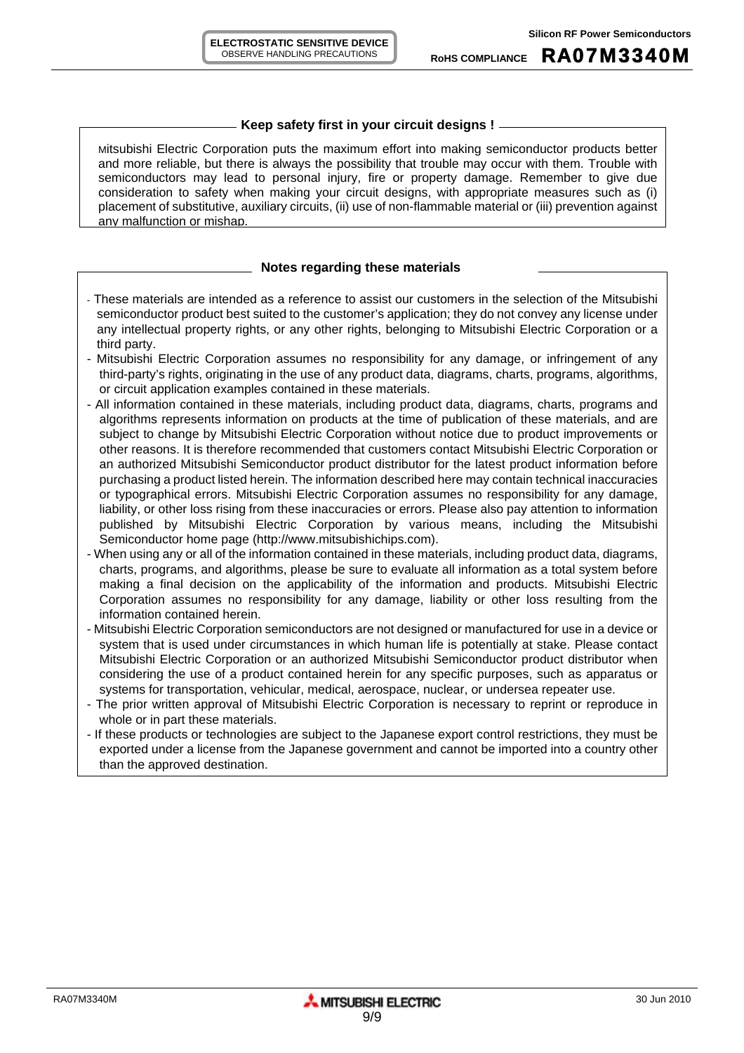## Keep safety first in your circuit designs !

Mitsubishi Electric Corporation puts the maximum effort into making semiconductor products better and more reliable, but there is always the possibility that trouble may occur with them. Trouble with semiconductors may lead to personal injury, fire or property damage. Remember to give due consideration to safety when making your circuit designs, with appropriate measures such as (i) placement of substitutive, auxiliary circuits, (ii) use of non-flammable material or (iii) prevention against any malfunction or mishap.

## Notes regarding these materials

- These materials are intended as a reference to assist our customers in the selection of the Mitsubishi semiconductor product best suited to the customer's application; they do not convey any license under any intellectual property rights, or any other rights, belonging to Mitsubishi Electric Corporation or a third party.
- Mitsubishi Electric Corporation assumes no responsibility for any damage, or infringement of any third-party's rights, originating in the use of any product data, diagrams, charts, programs, algorithms, or circuit application examples contained in these materials.
- All information contained in these materials, including product data, diagrams, charts, programs and algorithms represents information on products at the time of publication of these materials, and are subject to change by Mitsubishi Electric Corporation without notice due to product improvements or other reasons. It is therefore recommended that customers contact Mitsubishi Electric Corporation or an authorized Mitsubishi Semiconductor product distributor for the latest product information before purchasing a product listed herein. The information described here may contain technical inaccuracies or typographical errors. Mitsubishi Electric Corporation assumes no responsibility for any damage, liability, or other loss rising from these inaccuracies or errors. Please also pay attention to information published by Mitsubishi Electric Corporation by various means, including the Mitsubishi Semiconductor home page (http://www.mitsubishichips.com).
- When using any or all of the information contained in these materials, including product data, diagrams, charts, programs, and algorithms, please be sure to evaluate all information as a total system before making a final decision on the applicability of the information and products. Mitsubishi Electric Corporation assumes no responsibility for any damage, liability or other loss resulting from the information contained herein.
- Mitsubishi Electric Corporation semiconductors are not designed or manufactured for use in a device or system that is used under circumstances in which human life is potentially at stake. Please contact Mitsubishi Electric Corporation or an authorized Mitsubishi Semiconductor product distributor when considering the use of a product contained herein for any specific purposes, such as apparatus or systems for transportation, vehicular, medical, aerospace, nuclear, or undersea repeater use.
- The prior written approval of Mitsubishi Electric Corporation is necessary to reprint or reproduce in whole or in part these materials.
- If these products or technologies are subject to the Japanese export control restrictions, they must be exported under a license from the Japanese government and cannot be imported into a country other than the approved destination.